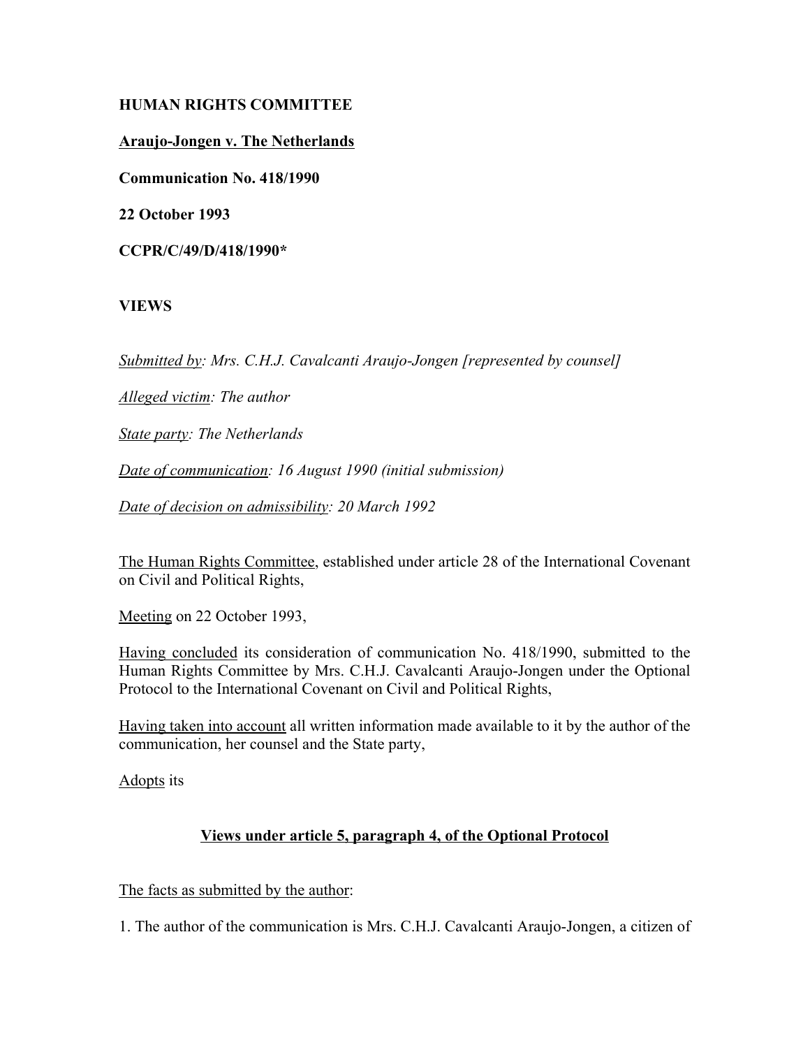**HUMAN RIGHTS COMMITTEE**

**Araujo-Jongen v. The Netherlands**

**Communication No. 418/1990**

**22 October 1993**

**CCPR/C/49/D/418/1990***

**VIEWS**

*Submitted by: Mrs. C.H.J. Cavalcanti Araujo-Jongen [represented by counsel]*

*Alleged victim: The author*

*State party: The Netherlands*

*Date of communication: 16 August 1990 (initial submission)*

*Date of decision on admissibility: 20 March 1992*

The Human Rights Committee, established under article 28 of the International Covenant on Civil and Political Rights,

Meeting on 22 October 1993,

Having concluded its consideration of communication No. 418/1990, submitted to the Human Rights Committee by Mrs. C.H.J. Cavalcanti Araujo-Jongen under the Optional Protocol to the International Covenant on Civil and Political Rights,

Having taken into account all written information made available to it by the author of the communication, her counsel and the State party,

Adopts its

**Views under article 5, paragraph 4, of the Optional Protocol**

The facts as submitted by the author:

1. The author of the communication is Mrs. C.H.J. Cavalcanti Araujo-Jongen, a citizen of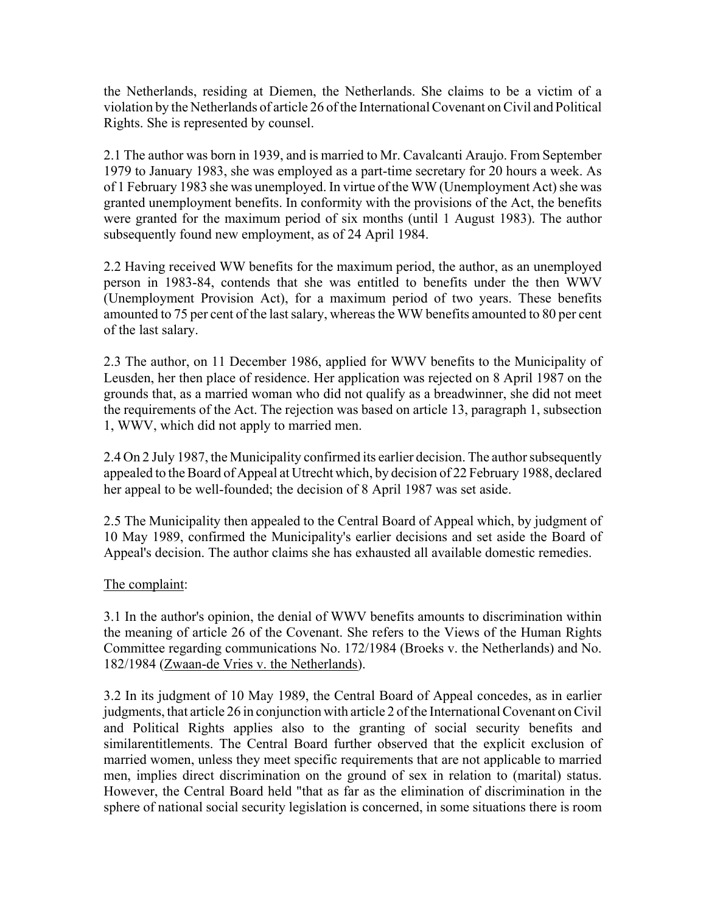the Netherlands, residing at Diemen, the Netherlands. She claims to be a victim of a violation by the Netherlands of article 26 of the International Covenant on Civil and Political Rights. She is represented by counsel.

2.1 The author was born in 1939, and is married to Mr. Cavalcanti Araujo. From September 1979 to January 1983, she was employed as a part-time secretary for 20 hours a week. As of 1 February 1983 she was unemployed. In virtue of the WW (Unemployment Act) she was granted unemployment benefits. In conformity with the provisions of the Act, the benefits were granted for the maximum period of six months (until 1 August 1983). The author subsequently found new employment, as of 24 April 1984.

2.2 Having received WW benefits for the maximum period, the author, as an unemployed person in 1983-84, contends that she was entitled to benefits under the then WWV (Unemployment Provision Act), for a maximum period of two years. These benefits amounted to 75 per cent of the last salary, whereas the WW benefits amounted to 80 per cent of the last salary.

2.3 The author, on 11 December 1986, applied for WWV benefits to the Municipality of Leusden, her then place of residence. Her application was rejected on 8 April 1987 on the grounds that, as a married woman who did not qualify as a breadwinner, she did not meet the requirements of the Act. The rejection was based on article 13, paragraph 1, subsection 1, WWV, which did not apply to married men.

2.4 On 2 July 1987, the Municipality confirmed its earlier decision. The author subsequently appealed to the Board of Appeal at Utrecht which, by decision of 22 February 1988, declared her appeal to be well-founded; the decision of 8 April 1987 was set aside.

2.5 The Municipality then appealed to the Central Board of Appeal which, by judgment of 10 May 1989, confirmed the Municipality's earlier decisions and set aside the Board of Appeal's decision. The author claims she has exhausted all available domestic remedies.

The complaint:

3.1 In the author's opinion, the denial of WWV benefits amounts to discrimination within the meaning of article 26 of the Covenant. She refers to the Views of the Human Rights Committee regarding communications No. 172/1984 (Broeks v. the Netherlands) and No. 182/1984 (Zwaan-de Vries v. the Netherlands).

3.2 In its judgment of 10 May 1989, the Central Board of Appeal concedes, as in earlier judgments, that article 26 in conjunction with article 2 of the International Covenant on Civil and Political Rights applies also to the granting of social security benefits and similarentitlements. The Central Board further observed that the explicit exclusion of married women, unless they meet specific requirements that are not applicable to married men, implies direct discrimination on the ground of sex in relation to (marital) status. However, the Central Board held "that as far as the elimination of discrimination in the sphere of national social security legislation is concerned, in some situations there is room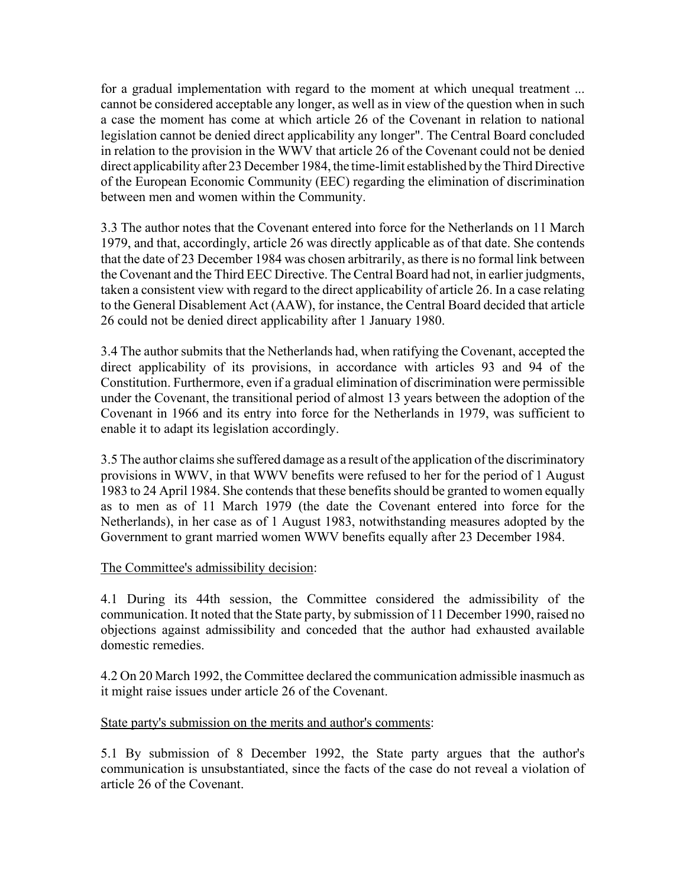for a gradual implementation with regard to the moment at which unequal treatment ... cannot be considered acceptable any longer, as well as in view of the question when in such a case the moment has come at which article 26 of the Covenant in relation to national legislation cannot be denied direct applicability any longer". The Central Board concluded in relation to the provision in the WWV that article 26 of the Covenant could not be denied direct applicability after 23 December 1984, the time-limit established by the Third Directive of the European Economic Community (EEC) regarding the elimination of discrimination between men and women within the Community.

3.3 The author notes that the Covenant entered into force for the Netherlands on 11 March 1979, and that, accordingly, article 26 was directly applicable as of that date. She contends that the date of 23 December 1984 was chosen arbitrarily, as there is no formal link between the Covenant and the Third EEC Directive. The Central Board had not, in earlier judgments, taken a consistent view with regard to the direct applicability of article 26. In a case relating to the General Disablement Act (AAW), for instance, the Central Board decided that article 26 could not be denied direct applicability after 1 January 1980.

3.4 The author submits that the Netherlands had, when ratifying the Covenant, accepted the direct applicability of its provisions, in accordance with articles 93 and 94 of the Constitution. Furthermore, even if a gradual elimination of discrimination were permissible under the Covenant, the transitional period of almost 13 years between the adoption of the Covenant in 1966 and its entry into force for the Netherlands in 1979, was sufficient to enable it to adapt its legislation accordingly.

3.5 The author claims she suffered damage as a result of the application of the discriminatory provisions in WWV, in that WWV benefits were refused to her for the period of 1 August 1983 to 24 April 1984. She contends that these benefits should be granted to women equally as to men as of 11 March 1979 (the date the Covenant entered into force for the Netherlands), in her case as of 1 August 1983, notwithstanding measures adopted by the Government to grant married women WWV benefits equally after 23 December 1984.

The Committee's admissibility decision:

4.1 During its 44th session, the Committee considered the admissibility of the communication. It noted that the State party, by submission of 11 December 1990, raised no objections against admissibility and conceded that the author had exhausted available domestic remedies.

4.2 On 20 March 1992, the Committee declared the communication admissible inasmuch as it might raise issues under article 26 of the Covenant.

State party's submission on the merits and author's comments:

5.1 By submission of 8 December 1992, the State party argues that the author's communication is unsubstantiated, since the facts of the case do not reveal a violation of article 26 of the Covenant.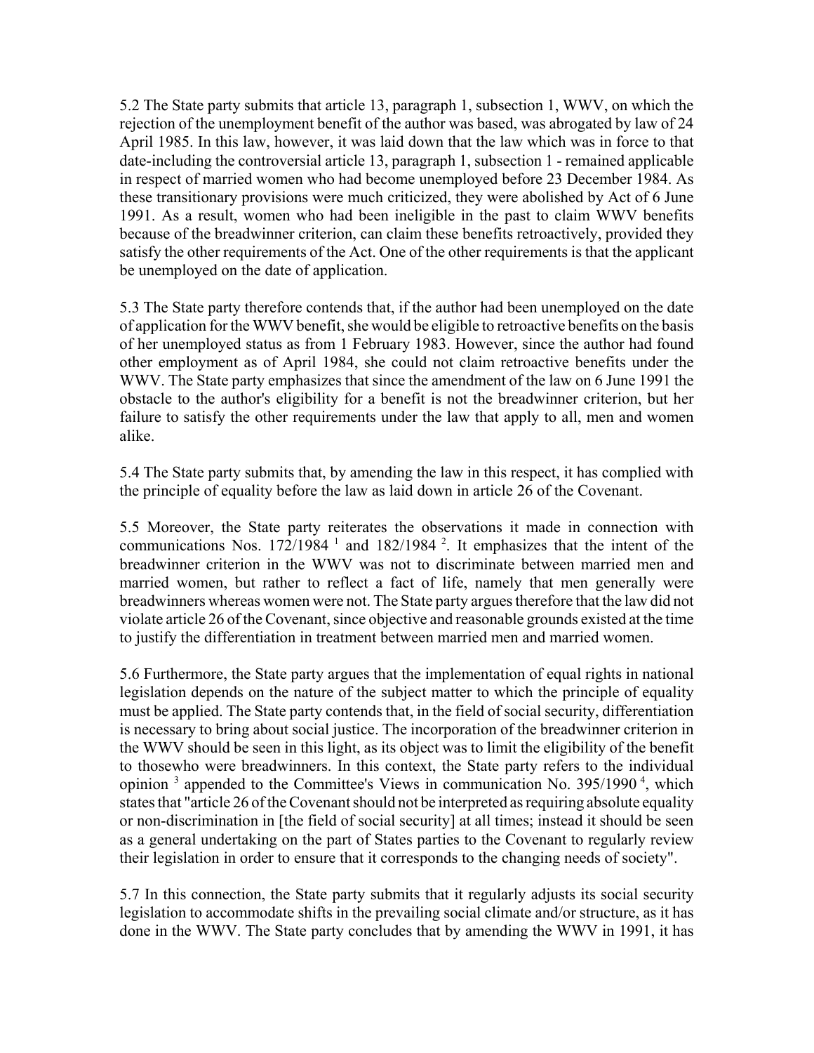5.2 The State party submits that article 13, paragraph 1, subsection 1, WWV, on which the rejection of the unemployment benefit of the author was based, was abrogated by law of 24 April 1985. In this law, however, it was laid down that the law which was in force to that date-including the controversial article 13, paragraph 1, subsection 1 - remained applicable in respect of married women who had become unemployed before 23 December 1984. As these transitionary provisions were much criticized, they were abolished by Act of 6 June 1991. As a result, women who had been ineligible in the past to claim WWV benefits because of the breadwinner criterion, can claim these benefits retroactively, provided they satisfy the other requirements of the Act. One of the other requirements is that the applicant be unemployed on the date of application.

5.3 The State party therefore contends that, if the author had been unemployed on the date of application for the WWV benefit, she would be eligible to retroactive benefits on the basis of her unemployed status as from 1 February 1983. However, since the author had found other employment as of April 1984, she could not claim retroactive benefits under the WWV. The State party emphasizes that since the amendment of the law on 6 June 1991 the obstacle to the author's eligibility for a benefit is not the breadwinner criterion, but her failure to satisfy the other requirements under the law that apply to all, men and women alike.

5.4 The State party submits that, by amending the law in this respect, it has complied with the principle of equality before the law as laid down in article 26 of the Covenant.

5.5 Moreover, the State party reiterates the observations it made in connection with communications Nos. 172/1984 [1] and 182/1984 [2]. It emphasizes that the intent of the breadwinner criterion in the WWV was not to discriminate between married men and married women, but rather to reflect a fact of life, namely that men generally were breadwinners whereas women were not. The State party argues therefore that the law did not violate article 26 of the Covenant, since objective and reasonable grounds existed at the time to justify the differentiation in treatment between married men and married women.

5.6 Furthermore, the State party argues that the implementation of equal rights in national legislation depends on the nature of the subject matter to which the principle of equality must be applied. The State party contends that, in the field of social security, differentiation is necessary to bring about social justice. The incorporation of the breadwinner criterion in the WWV should be seen in this light, as its object was to limit the eligibility of the benefit to thosewho were breadwinners. In this context, the State party refers to the individual opinion [3] appended to the Committee's Views in communication No. 395/1990 [4], which states that "article 26 of the Covenant should not be interpreted as requiring absolute equality or non-discrimination in [the field of social security] at all times; instead it should be seen as a general undertaking on the part of States parties to the Covenant to regularly review their legislation in order to ensure that it corresponds to the changing needs of society".

5.7 In this connection, the State party submits that it regularly adjusts its social security legislation to accommodate shifts in the prevailing social climate and/or structure, as it has done in the WWV. The State party concludes that by amending the WWV in 1991, it has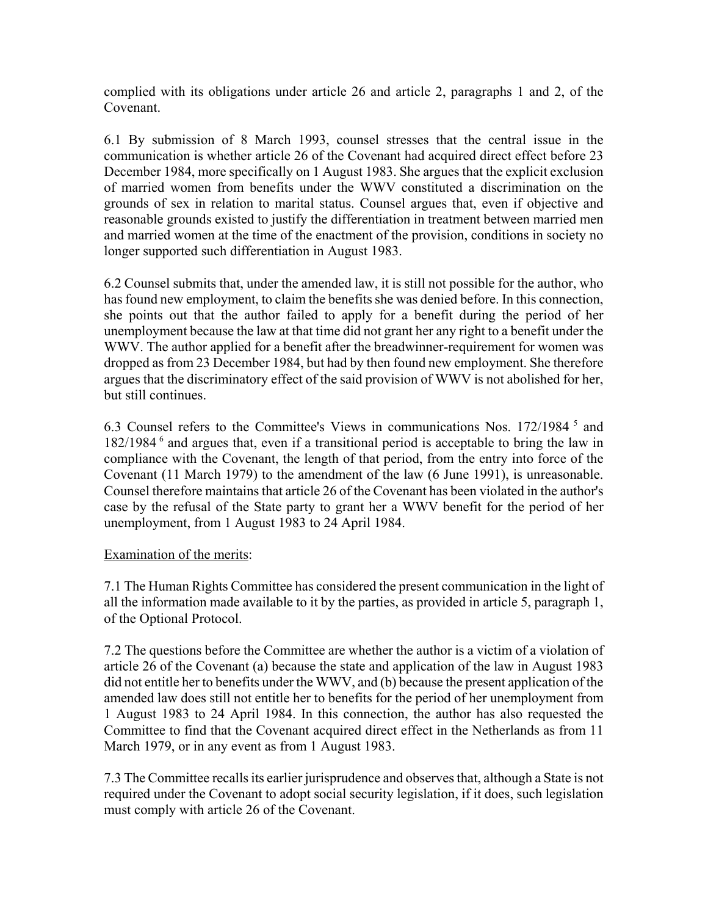complied with its obligations under article 26 and article 2, paragraphs 1 and 2, of the Covenant.

6.1 By submission of 8 March 1993, counsel stresses that the central issue in the communication is whether article 26 of the Covenant had acquired direct effect before 23 December 1984, more specifically on 1 August 1983. She argues that the explicit exclusion of married women from benefits under the WWV constituted a discrimination on the grounds of sex in relation to marital status. Counsel argues that, even if objective and reasonable grounds existed to justify the differentiation in treatment between married men and married women at the time of the enactment of the provision, conditions in society no longer supported such differentiation in August 1983.

6.2 Counsel submits that, under the amended law, it is still not possible for the author, who has found new employment, to claim the benefits she was denied before. In this connection, she points out that the author failed to apply for a benefit during the period of her unemployment because the law at that time did not grant her any right to a benefit under the WWV. The author applied for a benefit after the breadwinner-requirement for women was dropped as from 23 December 1984, but had by then found new employment. She therefore argues that the discriminatory effect of the said provision of WWV is not abolished for her, but still continues.

6.3 Counsel refers to the Committee's Views in communications Nos. 172/1984 [5] and 182/1984 [6] and argues that, even if a transitional period is acceptable to bring the law in compliance with the Covenant, the length of that period, from the entry into force of the Covenant (11 March 1979) to the amendment of the law (6 June 1991), is unreasonable. Counsel therefore maintains that article 26 of the Covenant has been violated in the author's case by the refusal of the State party to grant her a WWV benefit for the period of her unemployment, from 1 August 1983 to 24 April 1984.

Examination of the merits:

7.1 The Human Rights Committee has considered the present communication in the light of all the information made available to it by the parties, as provided in article 5, paragraph 1, of the Optional Protocol.

7.2 The questions before the Committee are whether the author is a victim of a violation of article 26 of the Covenant (a) because the state and application of the law in August 1983 did not entitle her to benefits under the WWV, and (b) because the present application of the amended law does still not entitle her to benefits for the period of her unemployment from 1 August 1983 to 24 April 1984. In this connection, the author has also requested the Committee to find that the Covenant acquired direct effect in the Netherlands as from 11 March 1979, or in any event as from 1 August 1983.

7.3 The Committee recalls its earlier jurisprudence and observes that, although a State is not required under the Covenant to adopt social security legislation, if it does, such legislation must comply with article 26 of the Covenant.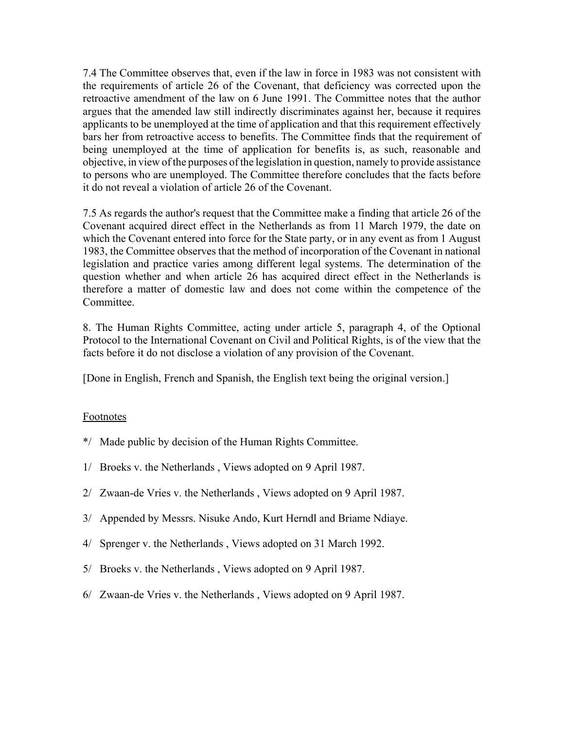7.4 The Committee observes that, even if the law in force in 1983 was not consistent with the requirements of article 26 of the Covenant, that deficiency was corrected upon the retroactive amendment of the law on 6 June 1991. The Committee notes that the author argues that the amended law still indirectly discriminates against her, because it requires applicants to be unemployed at the time of application and that this requirement effectively bars her from retroactive access to benefits. The Committee finds that the requirement of being unemployed at the time of application for benefits is, as such, reasonable and objective, in view of the purposes of the legislation in question, namely to provide assistance to persons who are unemployed. The Committee therefore concludes that the facts before it do not reveal a violation of article 26 of the Covenant.

7.5 As regards the author's request that the Committee make a finding that article 26 of the Covenant acquired direct effect in the Netherlands as from 11 March 1979, the date on which the Covenant entered into force for the State party, or in any event as from 1 August 1983, the Committee observes that the method of incorporation of the Covenant in national legislation and practice varies among different legal systems. The determination of the question whether and when article 26 has acquired direct effect in the Netherlands is therefore a matter of domestic law and does not come within the competence of the Committee.

8. The Human Rights Committee, acting under article 5, paragraph 4, of the Optional Protocol to the International Covenant on Civil and Political Rights, is of the view that the facts before it do not disclose a violation of any provision of the Covenant.

[Done in English, French and Spanish, the English text being the original version.]

Footnotes

*/ Made public by decision of the Human Rights Committee.

1/ Broeks v. the Netherlands , Views adopted on 9 April 1987.

2/ Zwaan-de Vries v. the Netherlands , Views adopted on 9 April 1987.

3/ Appended by Messrs. Nisuke Ando, Kurt Herndl and Briame Ndiaye.

4/ Sprenger v. the Netherlands , Views adopted on 31 March 1992.

5/ Broeks v. the Netherlands , Views adopted on 9 April 1987.

6/ Zwaan-de Vries v. the Netherlands , Views adopted on 9 April 1987.